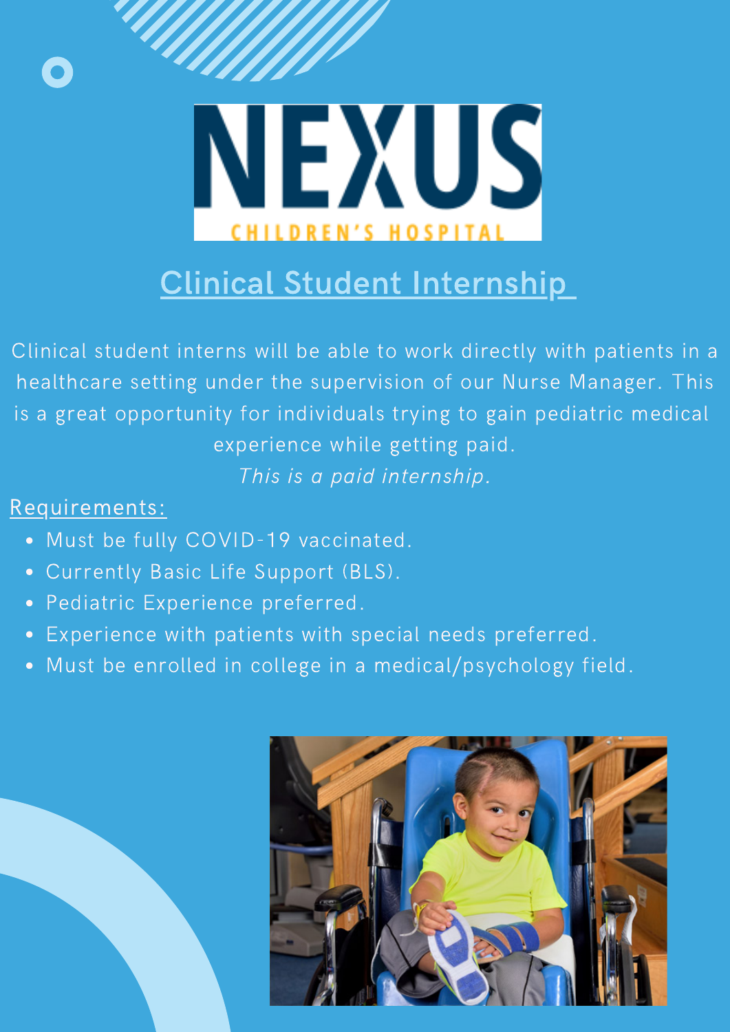# NEXUS CHILDREN'S HOSPITAL

## Clinical Student Internship

Clinical student interns will be able to work directly with patients in a healthcare setting under the supervision of our Nurse Manager. This is a great opportunity for individuals trying to gain pediatric medical experience while getting paid.

*This is a paid internship.*

Requirements:

- Must be fully COVID-19 vaccinated.
- Currently Basic Life Support (BLS).
- Pediatric Experience preferred.
- Experience with patients with special needs preferred.
- Must be enrolled in college in a medical/psychology field.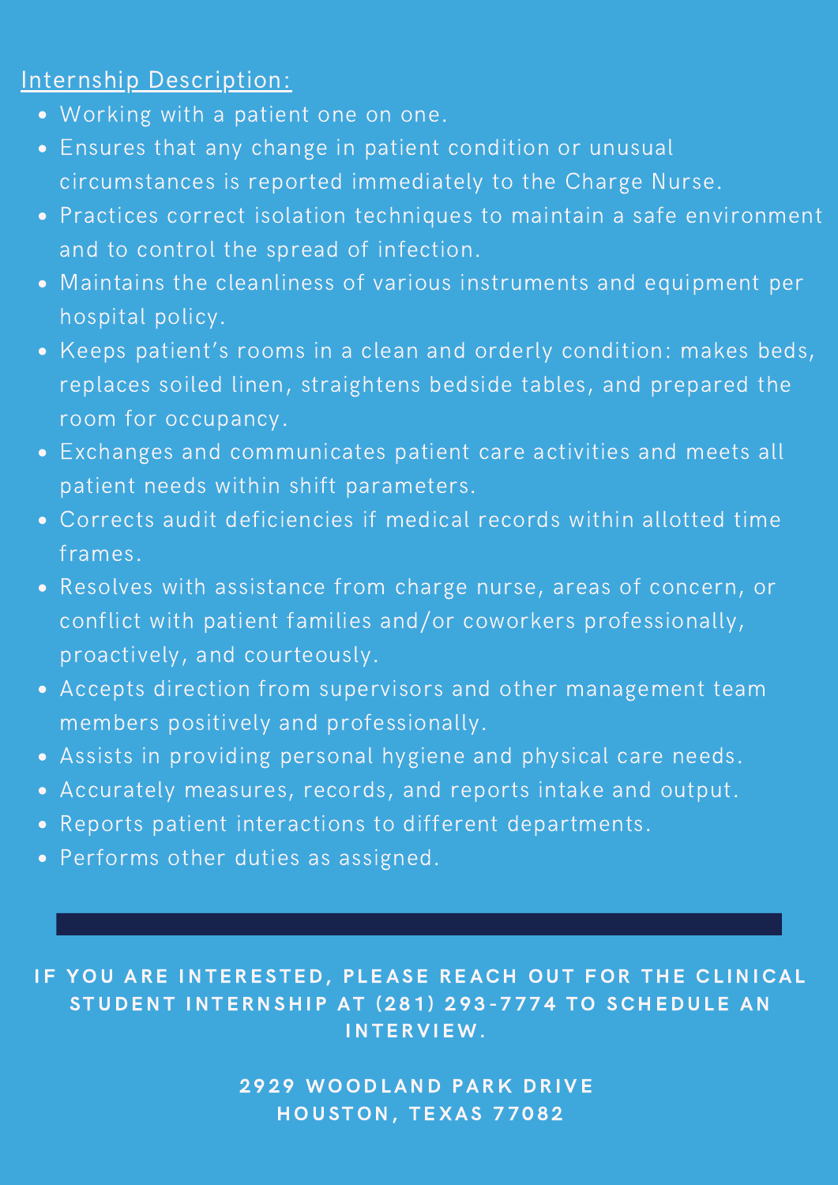Internship Description:

- Working with a patient one on one.
- Ensures that any change in patient condition or unusual circumstances is reported immediately to the Charge Nurse.
- Practices correct isolation techniques to maintain a safe environment and to control the spread of infection.
- Maintains the cleanliness of various instruments and equipment per hospital policy.
- Keeps patient's rooms in a clean and orderly condition: makes beds, replaces soiled linen, straightens bedside tables, and prepared the room for occupancy.
- Exchanges and communicates patient care activities and meets all patient needs within shift parameters.
- Corrects audit deficiencies if medical records within allotted time frames.
- Resolves with assistance from charge nurse, areas of concern, or conflict with patient families and/or coworkers professionally, proactively, and courteously.
- Accepts direction from supervisors and other management team members positively and professionally.
- Assists in providing personal hygiene and physical care needs.
- Accurately measures, records, and reports intake and output.
- Reports patient interactions to different departments.
- Performs other duties as assigned.

---

**IF YOU ARE INTERESTED, PLEASE REACH OUT FOR THE CLINICAL STUDENT INTERNSHIP AT (281) 293-7774 TO SCHEDULE AN INTERVIEW.**

**2929 WOODLAND PARK DRIVE**
**HOUSTON, TEXAS 77082**